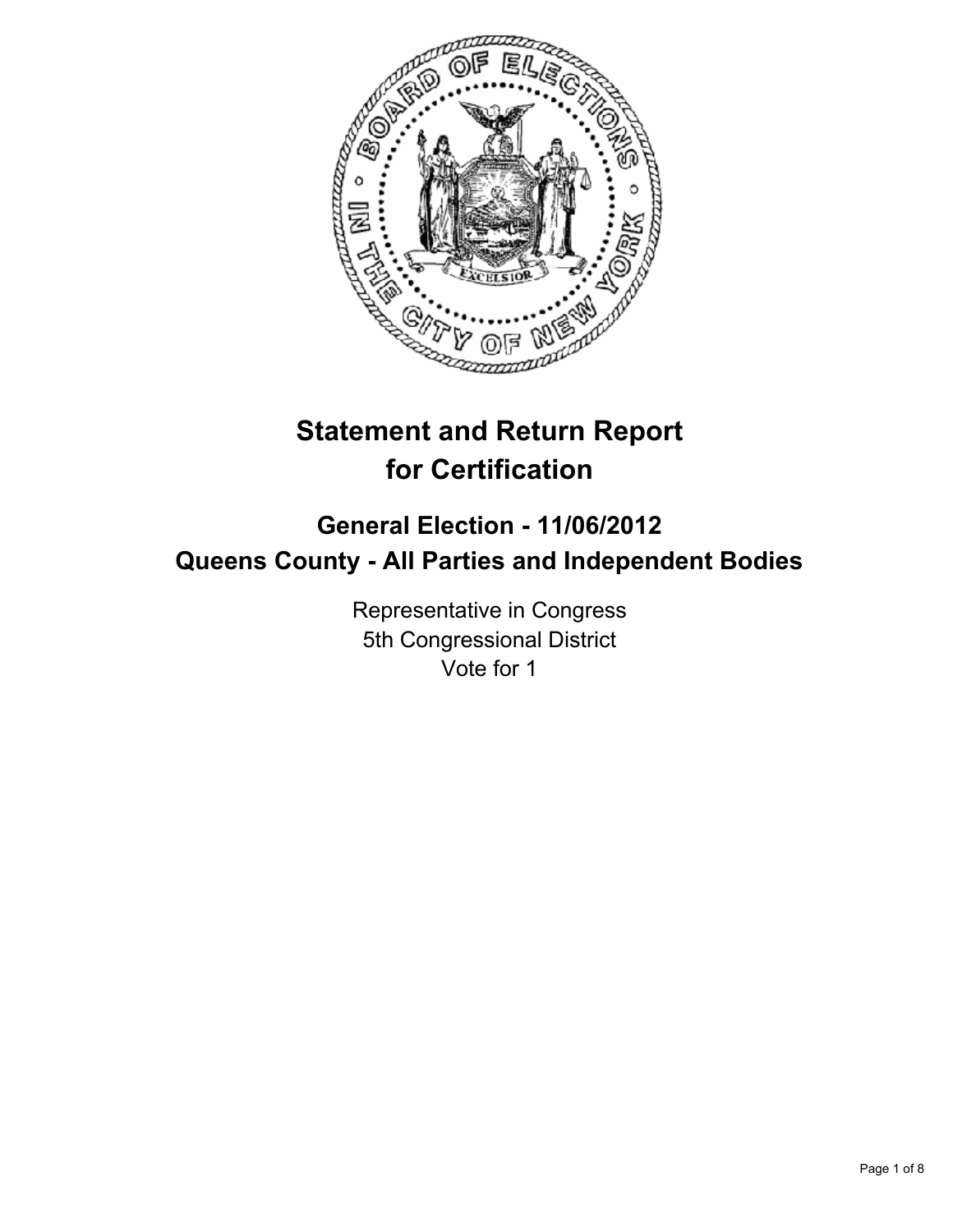# Statement and Return Report for Certification

## General Election - 11/06/2012
## Queens County - All Parties and Independent Bodies

Representative in Congress
5th Congressional District
Vote for 1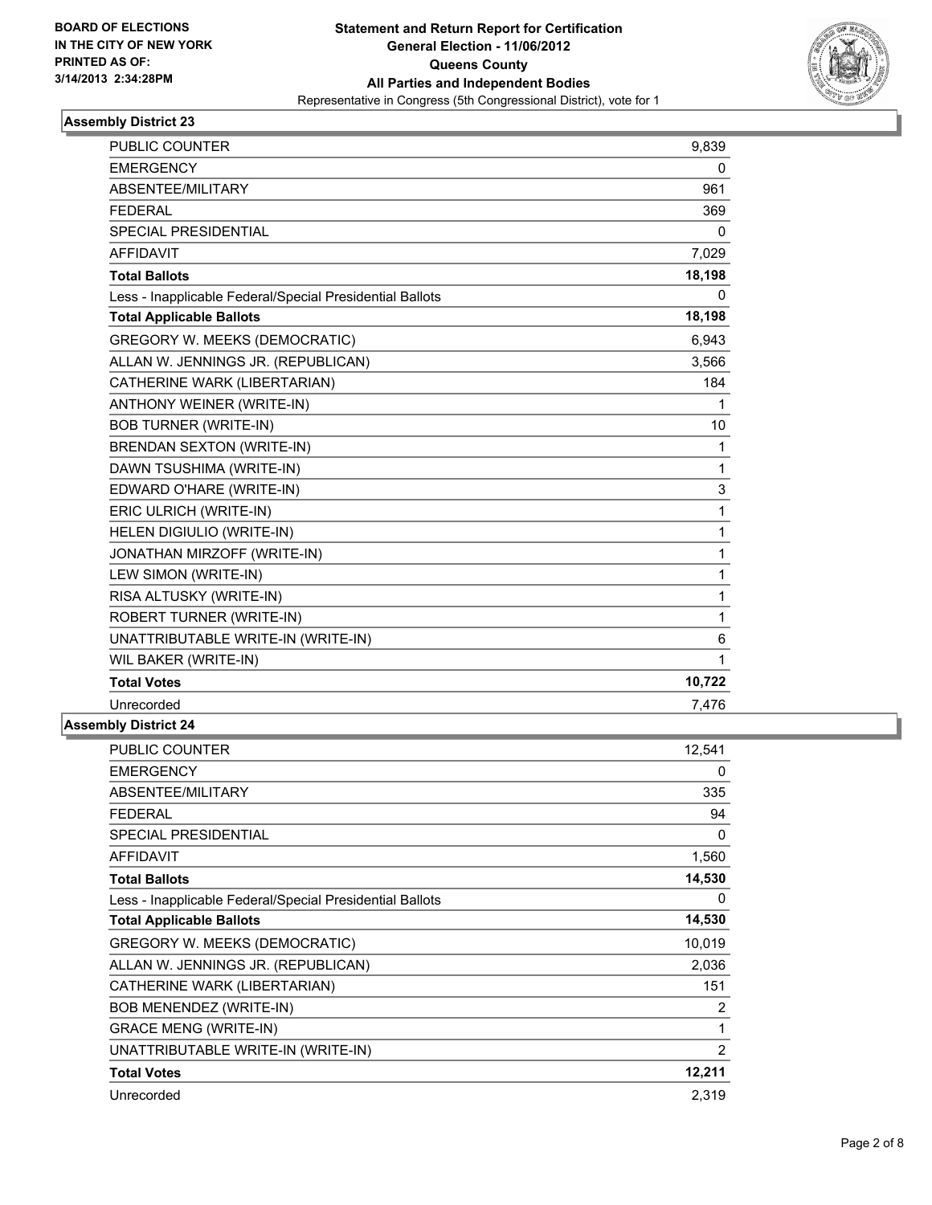**BOARD OF ELECTIONS IN THE CITY OF NEW YORK PRINTED AS OF: 3/14/2013 2:34:28PM**

**Statement and Return Report for Certification**
**General Election - 11/06/2012**
**Queens County**
**All Parties and Independent Bodies**
Representative in Congress (5th Congressional District), vote for 1

## Assembly District 23

| | |
|---|---|
| PUBLIC COUNTER | 9,839 |
| EMERGENCY | 0 |
| ABSENTEE/MILITARY | 961 |
| FEDERAL | 369 |
| SPECIAL PRESIDENTIAL | 0 |
| AFFIDAVIT | 7,029 |
| **Total Ballots** | **18,198** |
| Less - Inapplicable Federal/Special Presidential Ballots | 0 |
| **Total Applicable Ballots** | **18,198** |
| GREGORY W. MEEKS (DEMOCRATIC) | 6,943 |
| ALLAN W. JENNINGS JR. (REPUBLICAN) | 3,566 |
| CATHERINE WARK (LIBERTARIAN) | 184 |
| ANTHONY WEINER (WRITE-IN) | 1 |
| BOB TURNER (WRITE-IN) | 10 |
| BRENDAN SEXTON (WRITE-IN) | 1 |
| DAWN TSUSHIMA (WRITE-IN) | 1 |
| EDWARD O'HARE (WRITE-IN) | 3 |
| ERIC ULRICH (WRITE-IN) | 1 |
| HELEN DIGIULIO (WRITE-IN) | 1 |
| JONATHAN MIRZOFF (WRITE-IN) | 1 |
| LEW SIMON (WRITE-IN) | 1 |
| RISA ALTUSKY (WRITE-IN) | 1 |
| ROBERT TURNER (WRITE-IN) | 1 |
| UNATTRIBUTABLE WRITE-IN (WRITE-IN) | 6 |
| WIL BAKER (WRITE-IN) | 1 |
| **Total Votes** | **10,722** |
| Unrecorded | 7,476 |

## Assembly District 24

| | |
|---|---|
| PUBLIC COUNTER | 12,541 |
| EMERGENCY | 0 |
| ABSENTEE/MILITARY | 335 |
| FEDERAL | 94 |
| SPECIAL PRESIDENTIAL | 0 |
| AFFIDAVIT | 1,560 |
| **Total Ballots** | **14,530** |
| Less - Inapplicable Federal/Special Presidential Ballots | 0 |
| **Total Applicable Ballots** | **14,530** |
| GREGORY W. MEEKS (DEMOCRATIC) | 10,019 |
| ALLAN W. JENNINGS JR. (REPUBLICAN) | 2,036 |
| CATHERINE WARK (LIBERTARIAN) | 151 |
| BOB MENENDEZ (WRITE-IN) | 2 |
| GRACE MENG (WRITE-IN) | 1 |
| UNATTRIBUTABLE WRITE-IN (WRITE-IN) | 2 |
| **Total Votes** | **12,211** |
| Unrecorded | 2,319 |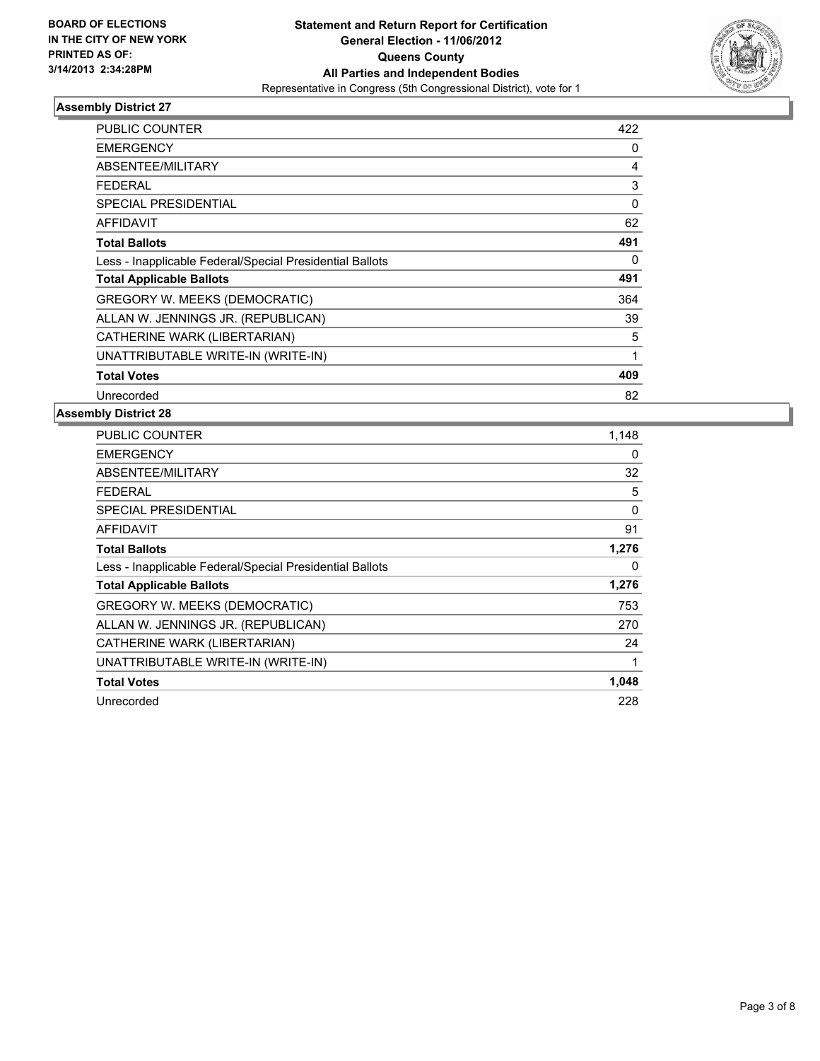**BOARD OF ELECTIONS IN THE CITY OF NEW YORK PRINTED AS OF: 3/14/2013 2:34:28PM**

# Statement and Return Report for Certification
## General Election - 11/06/2012
## Queens County
## All Parties and Independent Bodies
Representative in Congress (5th Congressional District), vote for 1

### Assembly District 27

| | |
|---|---|
| PUBLIC COUNTER | 422 |
| EMERGENCY | 0 |
| ABSENTEE/MILITARY | 4 |
| FEDERAL | 3 |
| SPECIAL PRESIDENTIAL | 0 |
| AFFIDAVIT | 62 |
| **Total Ballots** | **491** |
| Less - Inapplicable Federal/Special Presidential Ballots | 0 |
| **Total Applicable Ballots** | **491** |
| GREGORY W. MEEKS (DEMOCRATIC) | 364 |
| ALLAN W. JENNINGS JR. (REPUBLICAN) | 39 |
| CATHERINE WARK (LIBERTARIAN) | 5 |
| UNATTRIBUTABLE WRITE-IN (WRITE-IN) | 1 |
| **Total Votes** | **409** |
| Unrecorded | 82 |

### Assembly District 28

| | |
|---|---|
| PUBLIC COUNTER | 1,148 |
| EMERGENCY | 0 |
| ABSENTEE/MILITARY | 32 |
| FEDERAL | 5 |
| SPECIAL PRESIDENTIAL | 0 |
| AFFIDAVIT | 91 |
| **Total Ballots** | **1,276** |
| Less - Inapplicable Federal/Special Presidential Ballots | 0 |
| **Total Applicable Ballots** | **1,276** |
| GREGORY W. MEEKS (DEMOCRATIC) | 753 |
| ALLAN W. JENNINGS JR. (REPUBLICAN) | 270 |
| CATHERINE WARK (LIBERTARIAN) | 24 |
| UNATTRIBUTABLE WRITE-IN (WRITE-IN) | 1 |
| **Total Votes** | **1,048** |
| Unrecorded | 228 |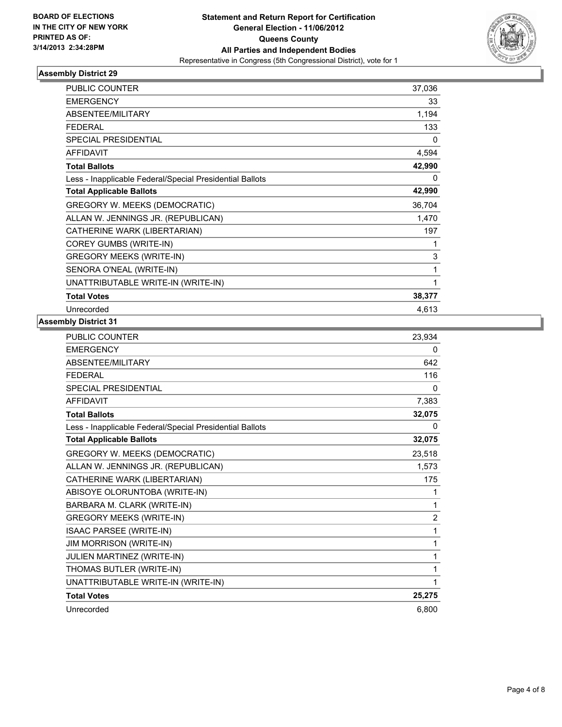**BOARD OF ELECTIONS IN THE CITY OF NEW YORK PRINTED AS OF: 3/14/2013 2:34:28PM**

# Statement and Return Report for Certification
## General Election - 11/06/2012
## Queens County
## All Parties and Independent Bodies
Representative in Congress (5th Congressional District), vote for 1

### Assembly District 29

| | |
|---|---|
| PUBLIC COUNTER | 37,036 |
| EMERGENCY | 33 |
| ABSENTEE/MILITARY | 1,194 |
| FEDERAL | 133 |
| SPECIAL PRESIDENTIAL | 0 |
| AFFIDAVIT | 4,594 |
| **Total Ballots** | **42,990** |
| Less - Inapplicable Federal/Special Presidential Ballots | 0 |
| **Total Applicable Ballots** | **42,990** |
| GREGORY W. MEEKS (DEMOCRATIC) | 36,704 |
| ALLAN W. JENNINGS JR. (REPUBLICAN) | 1,470 |
| CATHERINE WARK (LIBERTARIAN) | 197 |
| COREY GUMBS (WRITE-IN) | 1 |
| GREGORY MEEKS (WRITE-IN) | 3 |
| SENORA O'NEAL (WRITE-IN) | 1 |
| UNATTRIBUTABLE WRITE-IN (WRITE-IN) | 1 |
| **Total Votes** | **38,377** |
| Unrecorded | 4,613 |

### Assembly District 31

| | |
|---|---|
| PUBLIC COUNTER | 23,934 |
| EMERGENCY | 0 |
| ABSENTEE/MILITARY | 642 |
| FEDERAL | 116 |
| SPECIAL PRESIDENTIAL | 0 |
| AFFIDAVIT | 7,383 |
| **Total Ballots** | **32,075** |
| Less - Inapplicable Federal/Special Presidential Ballots | 0 |
| **Total Applicable Ballots** | **32,075** |
| GREGORY W. MEEKS (DEMOCRATIC) | 23,518 |
| ALLAN W. JENNINGS JR. (REPUBLICAN) | 1,573 |
| CATHERINE WARK (LIBERTARIAN) | 175 |
| ABISOYE OLORUNTOBA (WRITE-IN) | 1 |
| BARBARA M. CLARK (WRITE-IN) | 1 |
| GREGORY MEEKS (WRITE-IN) | 2 |
| ISAAC PARSEE (WRITE-IN) | 1 |
| JIM MORRISON (WRITE-IN) | 1 |
| JULIEN MARTINEZ (WRITE-IN) | 1 |
| THOMAS BUTLER (WRITE-IN) | 1 |
| UNATTRIBUTABLE WRITE-IN (WRITE-IN) | 1 |
| **Total Votes** | **25,275** |
| Unrecorded | 6,800 |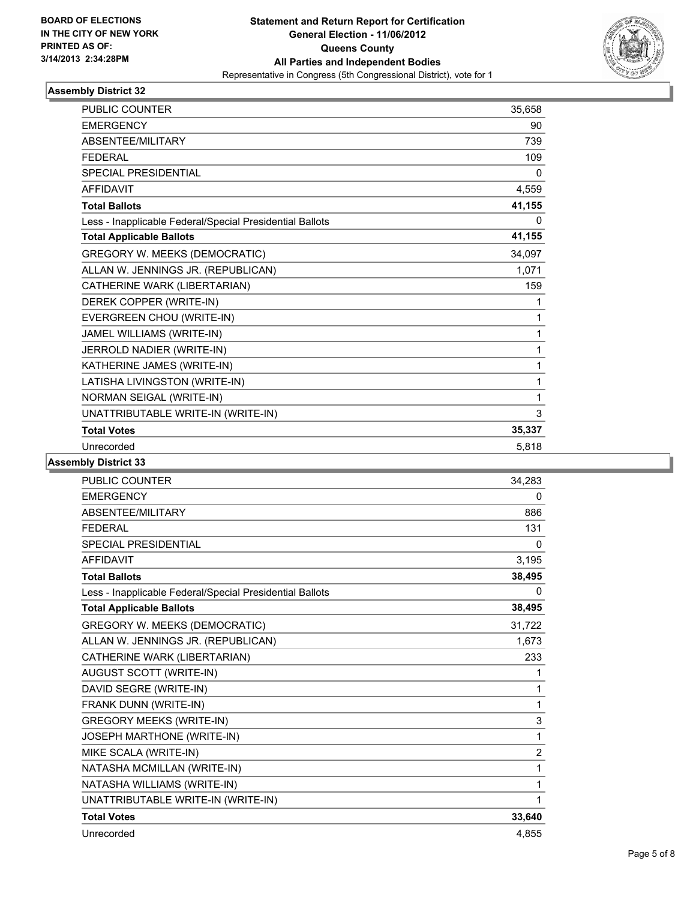BOARD OF ELECTIONS
IN THE CITY OF NEW YORK
PRINTED AS OF:
3/14/2013 2:34:28PM

**Statement and Return Report for Certification**
**General Election - 11/06/2012**
**Queens County**
**All Parties and Independent Bodies**
Representative in Congress (5th Congressional District), vote for 1

## Assembly District 32

| | |
|---|---|
| PUBLIC COUNTER | 35,658 |
| EMERGENCY | 90 |
| ABSENTEE/MILITARY | 739 |
| FEDERAL | 109 |
| SPECIAL PRESIDENTIAL | 0 |
| AFFIDAVIT | 4,559 |
| **Total Ballots** | **41,155** |
| Less - Inapplicable Federal/Special Presidential Ballots | 0 |
| **Total Applicable Ballots** | **41,155** |
| GREGORY W. MEEKS (DEMOCRATIC) | 34,097 |
| ALLAN W. JENNINGS JR. (REPUBLICAN) | 1,071 |
| CATHERINE WARK (LIBERTARIAN) | 159 |
| DEREK COPPER (WRITE-IN) | 1 |
| EVERGREEN CHOU (WRITE-IN) | 1 |
| JAMEL WILLIAMS (WRITE-IN) | 1 |
| JERROLD NADIER (WRITE-IN) | 1 |
| KATHERINE JAMES (WRITE-IN) | 1 |
| LATISHA LIVINGSTON (WRITE-IN) | 1 |
| NORMAN SEIGAL (WRITE-IN) | 1 |
| UNATTRIBUTABLE WRITE-IN (WRITE-IN) | 3 |
| **Total Votes** | **35,337** |
| Unrecorded | 5,818 |

## Assembly District 33

| | |
|---|---|
| PUBLIC COUNTER | 34,283 |
| EMERGENCY | 0 |
| ABSENTEE/MILITARY | 886 |
| FEDERAL | 131 |
| SPECIAL PRESIDENTIAL | 0 |
| AFFIDAVIT | 3,195 |
| **Total Ballots** | **38,495** |
| Less - Inapplicable Federal/Special Presidential Ballots | 0 |
| **Total Applicable Ballots** | **38,495** |
| GREGORY W. MEEKS (DEMOCRATIC) | 31,722 |
| ALLAN W. JENNINGS JR. (REPUBLICAN) | 1,673 |
| CATHERINE WARK (LIBERTARIAN) | 233 |
| AUGUST SCOTT (WRITE-IN) | 1 |
| DAVID SEGRE (WRITE-IN) | 1 |
| FRANK DUNN (WRITE-IN) | 1 |
| GREGORY MEEKS (WRITE-IN) | 3 |
| JOSEPH MARTHONE (WRITE-IN) | 1 |
| MIKE SCALA (WRITE-IN) | 2 |
| NATASHA MCMILLAN (WRITE-IN) | 1 |
| NATASHA WILLIAMS (WRITE-IN) | 1 |
| UNATTRIBUTABLE WRITE-IN (WRITE-IN) | 1 |
| **Total Votes** | **33,640** |
| Unrecorded | 4,855 |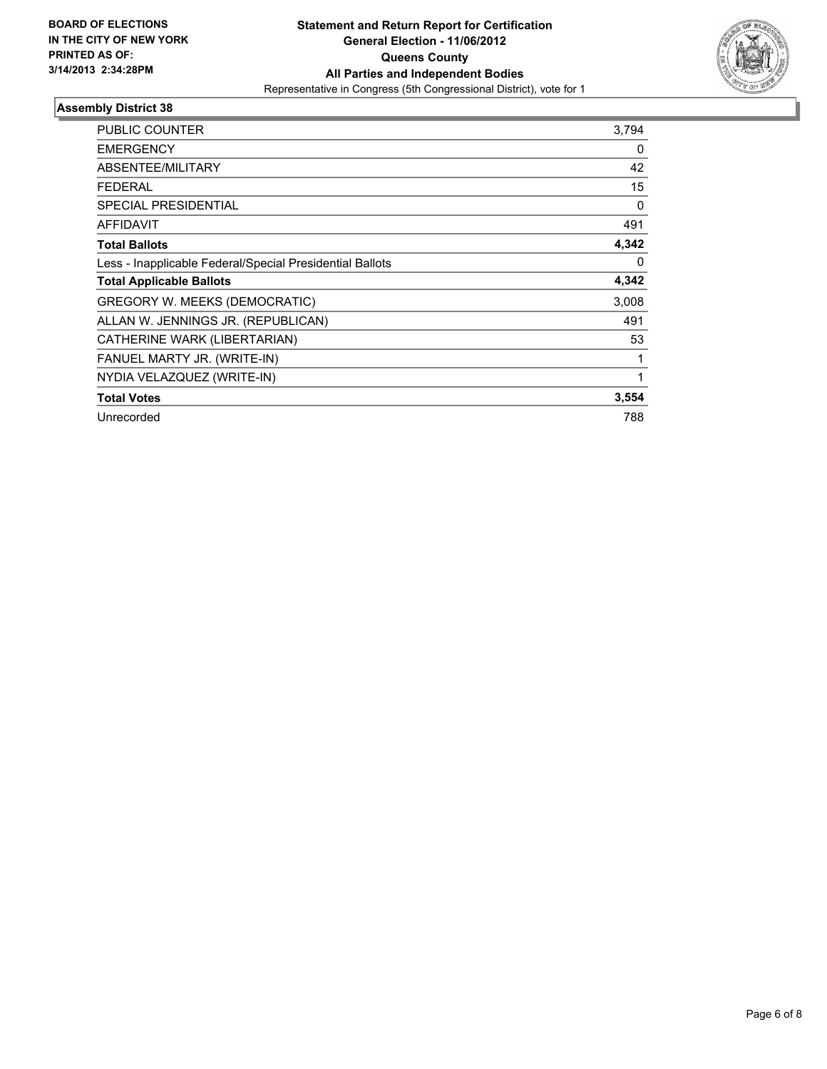**BOARD OF ELECTIONS IN THE CITY OF NEW YORK PRINTED AS OF: 3/14/2013 2:34:28PM**

**Statement and Return Report for Certification**
**General Election - 11/06/2012**
**Queens County**
**All Parties and Independent Bodies**
Representative in Congress (5th Congressional District), vote for 1

### Assembly District 38

| | |
|---|---|
| PUBLIC COUNTER | 3,794 |
| EMERGENCY | 0 |
| ABSENTEE/MILITARY | 42 |
| FEDERAL | 15 |
| SPECIAL PRESIDENTIAL | 0 |
| AFFIDAVIT | 491 |
| **Total Ballots** | **4,342** |
| Less - Inapplicable Federal/Special Presidential Ballots | 0 |
| **Total Applicable Ballots** | **4,342** |
| GREGORY W. MEEKS (DEMOCRATIC) | 3,008 |
| ALLAN W. JENNINGS JR. (REPUBLICAN) | 491 |
| CATHERINE WARK (LIBERTARIAN) | 53 |
| FANUEL MARTY JR. (WRITE-IN) | 1 |
| NYDIA VELAZQUEZ (WRITE-IN) | 1 |
| **Total Votes** | **3,554** |
| Unrecorded | 788 |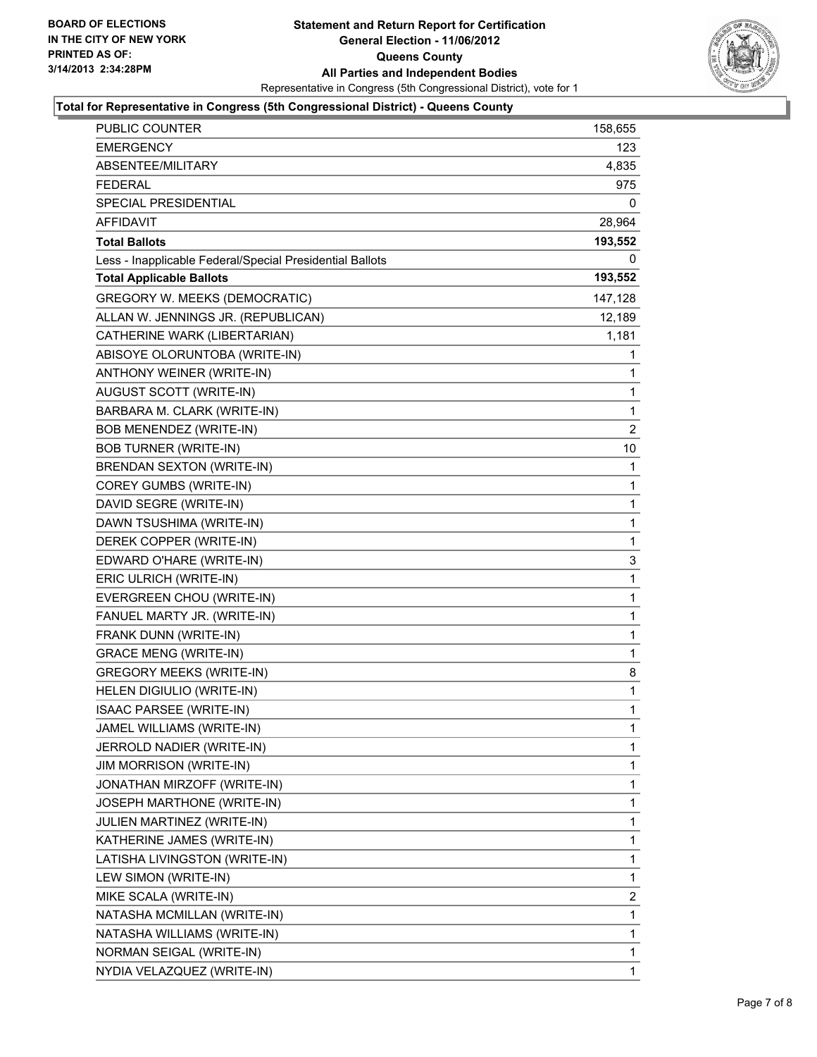BOARD OF ELECTIONS
IN THE CITY OF NEW YORK
PRINTED AS OF:
3/14/2013 2:34:28PM

**Statement and Return Report for Certification**
**General Election - 11/06/2012**
**Queens County**
**All Parties and Independent Bodies**
Representative in Congress (5th Congressional District), vote for 1

**Total for Representative in Congress (5th Congressional District) - Queens County**

| | |
|---|---|
| PUBLIC COUNTER | 158,655 |
| EMERGENCY | 123 |
| ABSENTEE/MILITARY | 4,835 |
| FEDERAL | 975 |
| SPECIAL PRESIDENTIAL | 0 |
| AFFIDAVIT | 28,964 |
| **Total Ballots** | **193,552** |
| Less - Inapplicable Federal/Special Presidential Ballots | 0 |
| **Total Applicable Ballots** | **193,552** |
| GREGORY W. MEEKS (DEMOCRATIC) | 147,128 |
| ALLAN W. JENNINGS JR. (REPUBLICAN) | 12,189 |
| CATHERINE WARK (LIBERTARIAN) | 1,181 |
| ABISOYE OLORUNTOBA (WRITE-IN) | 1 |
| ANTHONY WEINER (WRITE-IN) | 1 |
| AUGUST SCOTT (WRITE-IN) | 1 |
| BARBARA M. CLARK (WRITE-IN) | 1 |
| BOB MENENDEZ (WRITE-IN) | 2 |
| BOB TURNER (WRITE-IN) | 10 |
| BRENDAN SEXTON (WRITE-IN) | 1 |
| COREY GUMBS (WRITE-IN) | 1 |
| DAVID SEGRE (WRITE-IN) | 1 |
| DAWN TSUSHIMA (WRITE-IN) | 1 |
| DEREK COPPER (WRITE-IN) | 1 |
| EDWARD O'HARE (WRITE-IN) | 3 |
| ERIC ULRICH (WRITE-IN) | 1 |
| EVERGREEN CHOU (WRITE-IN) | 1 |
| FANUEL MARTY JR. (WRITE-IN) | 1 |
| FRANK DUNN (WRITE-IN) | 1 |
| GRACE MENG (WRITE-IN) | 1 |
| GREGORY MEEKS (WRITE-IN) | 8 |
| HELEN DIGIULIO (WRITE-IN) | 1 |
| ISAAC PARSEE (WRITE-IN) | 1 |
| JAMEL WILLIAMS (WRITE-IN) | 1 |
| JERROLD NADIER (WRITE-IN) | 1 |
| JIM MORRISON (WRITE-IN) | 1 |
| JONATHAN MIRZOFF (WRITE-IN) | 1 |
| JOSEPH MARTHONE (WRITE-IN) | 1 |
| JULIEN MARTINEZ (WRITE-IN) | 1 |
| KATHERINE JAMES (WRITE-IN) | 1 |
| LATISHA LIVINGSTON (WRITE-IN) | 1 |
| LEW SIMON (WRITE-IN) | 1 |
| MIKE SCALA (WRITE-IN) | 2 |
| NATASHA MCMILLAN (WRITE-IN) | 1 |
| NATASHA WILLIAMS (WRITE-IN) | 1 |
| NORMAN SEIGAL (WRITE-IN) | 1 |
| NYDIA VELAZQUEZ (WRITE-IN) | 1 |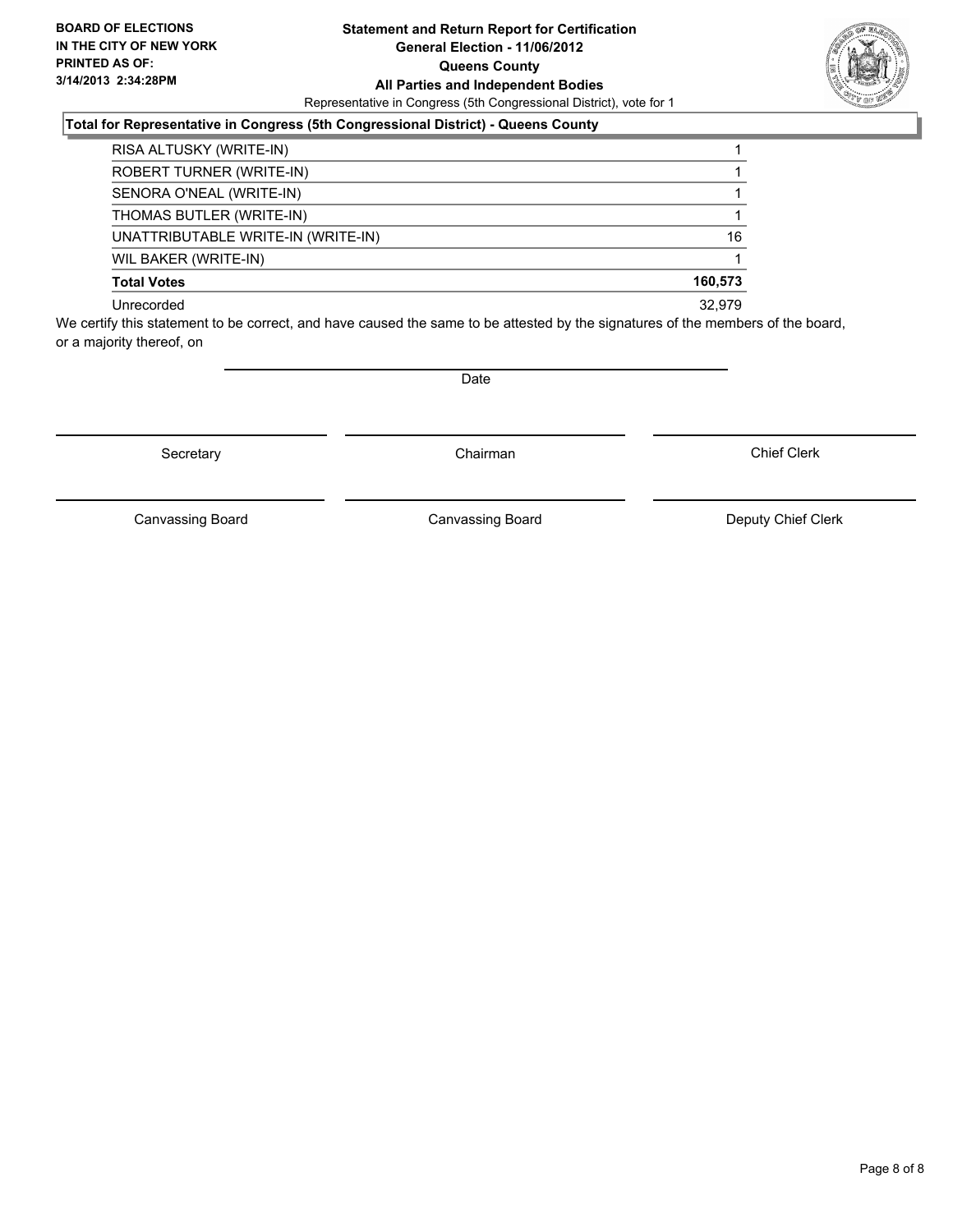**BOARD OF ELECTIONS IN THE CITY OF NEW YORK PRINTED AS OF: 3/14/2013 2:34:28PM**

**Statement and Return Report for Certification**
**General Election - 11/06/2012**
**Queens County**
**All Parties and Independent Bodies**
Representative in Congress (5th Congressional District), vote for 1

**Total for Representative in Congress (5th Congressional District) - Queens County**

| | |
|---|---|
| RISA ALTUSKY (WRITE-IN) | 1 |
| ROBERT TURNER (WRITE-IN) | 1 |
| SENORA O'NEAL (WRITE-IN) | 1 |
| THOMAS BUTLER (WRITE-IN) | 1 |
| UNATTRIBUTABLE WRITE-IN (WRITE-IN) | 16 |
| WIL BAKER (WRITE-IN) | 1 |
| **Total Votes** | **160,573** |
| Unrecorded | 32,979 |

We certify this statement to be correct, and have caused the same to be attested by the signatures of the members of the board, or a majority thereof, on

Date

Secretary | Chairman | Chief Clerk

Canvassing Board | Canvassing Board | Deputy Chief Clerk